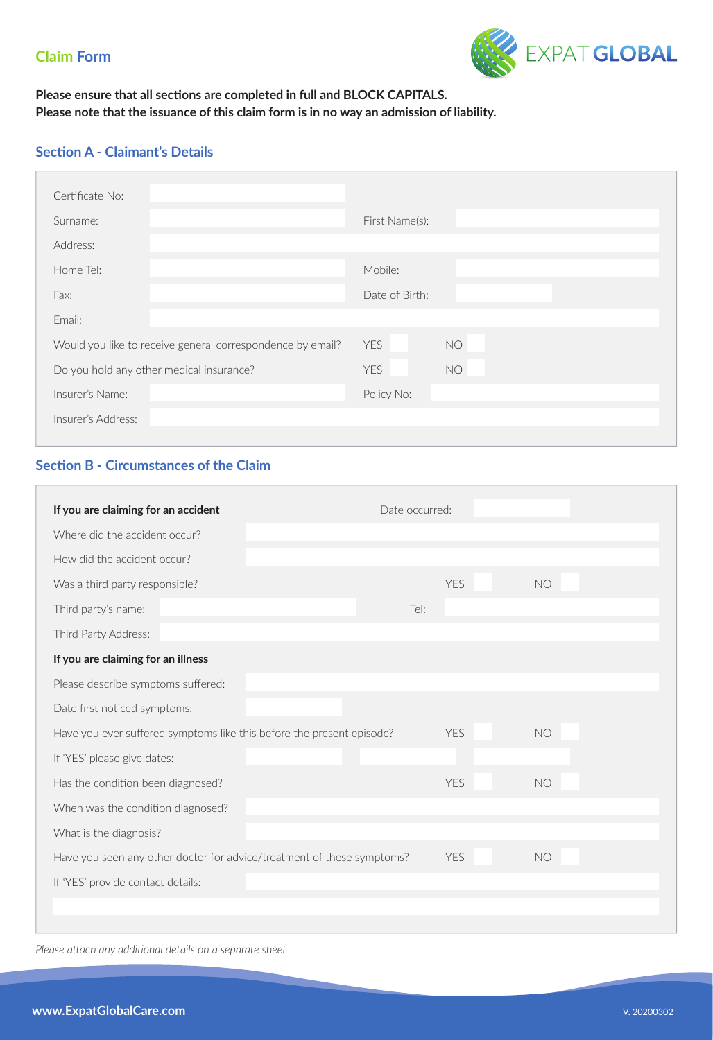# Claim Form

EXPAT GLOBAL

**Please ensure that all sections are completed in full and BLOCK CAPITALS.**
**Please note that the issuance of this claim form is in no way an admission of liability.**

## Section A - Claimant's Details

| | | | |
|---|---|---|---|
| Certificate No: | | | |
| Surname: | | First Name(s): | |
| Address: | | | |
| Home Tel: | | Mobile: | |
| Fax: | | Date of Birth: | |
| Email: | | | |
| Would you like to receive general correspondence by email? | | YES | NO |
| Do you hold any other medical insurance? | | YES | NO |
| Insurer's Name: | | Policy No: | |
| Insurer's Address: | | | |

## Section B - Circumstances of the Claim

| | | | |
|---|---|---|---|
| **If you are claiming for an accident** | | Date occurred: | |
| Where did the accident occur? | | | |
| How did the accident occur? | | | |
| Was a third party responsible? | | YES | NO |
| Third party's name: | | Tel: | |
| Third Party Address: | | | |
| **If you are claiming for an illness** | | | |
| Please describe symptoms suffered: | | | |
| Date first noticed symptoms: | | | |
| Have you ever suffered symptoms like this before the present episode? | | YES | NO |
| If 'YES' please give dates: | | | |
| Has the condition been diagnosed? | | YES | NO |
| When was the condition diagnosed? | | | |
| What is the diagnosis? | | | |
| Have you seen any other doctor for advice/treatment of these symptoms? | | YES | NO |
| If 'YES' provide contact details: | | | |

*Please attach any additional details on a separate sheet*

www.ExpatGlobalCare.com

V. 20200302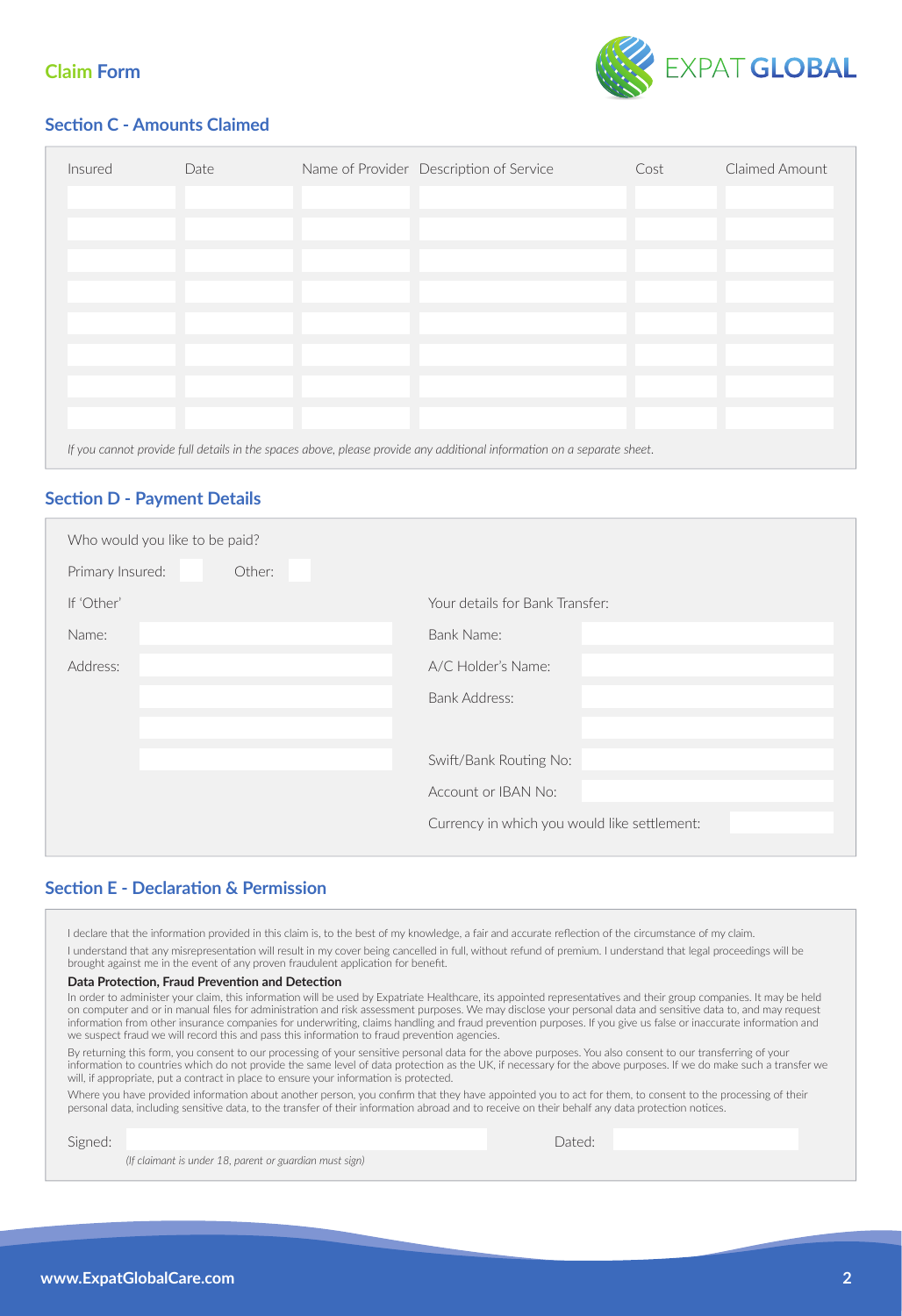## Claim Form

### Section C - Amounts Claimed

| Insured | Date | Name of Provider | Description of Service | Cost | Claimed Amount |
|---|---|---|---|---|---|
| | | | | | |
| | | | | | |
| | | | | | |
| | | | | | |
| | | | | | |
| | | | | | |
| | | | | | |
| | | | | | |

*If you cannot provide full details in the spaces above, please provide any additional information on a separate sheet.*

### Section D - Payment Details

Who would you like to be paid?

Primary Insured: ☐ Other: ☐

If 'Other'

Name:

Address:

Your details for Bank Transfer:

Bank Name:

A/C Holder's Name:

Bank Address:

Swift/Bank Routing No:

Account or IBAN No:

Currency in which you would like settlement:

### Section E - Declaration & Permission

I declare that the information provided in this claim is, to the best of my knowledge, a fair and accurate reflection of the circumstance of my claim.

I understand that any misrepresentation will result in my cover being cancelled in full, without refund of premium. I understand that legal proceedings will be brought against me in the event of any proven fraudulent application for benefit.

**Data Protection, Fraud Prevention and Detection**

In order to administer your claim, this information will be used by Expatriate Healthcare, its appointed representatives and their group companies. It may be held on computer and or in manual files for administration and risk assessment purposes. We may disclose your personal data and sensitive data to, and may request information from other insurance companies for underwriting, claims handling and fraud prevention purposes. If you give us false or inaccurate information and we suspect fraud we will record this and pass this information to fraud prevention agencies.

By returning this form, you consent to our processing of your sensitive personal data for the above purposes. You also consent to our transferring of your information to countries which do not provide the same level of data protection as the UK, if necessary for the above purposes. If we do make such a transfer we will, if appropriate, put a contract in place to ensure your information is protected.

Where you have provided information about another person, you confirm that they have appointed you to act for them, to consent to the processing of their personal data, including sensitive data, to the transfer of their information abroad and to receive on their behalf any data protection notices.

Signed: Dated:

*(If claimant is under 18, parent or guardian must sign)*

www.ExpatGlobalCare.com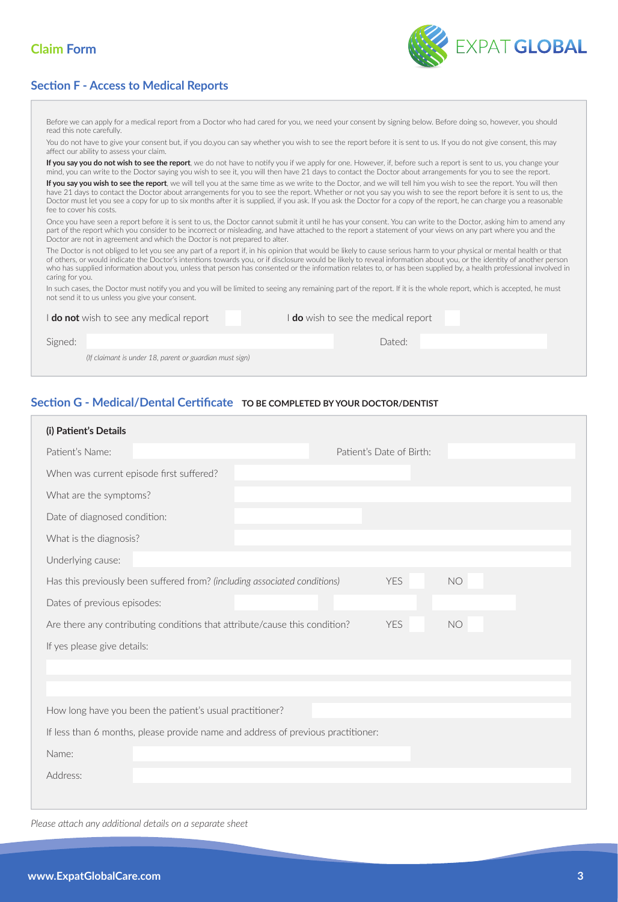## Claim Form

### Section F - Access to Medical Reports

Before we can apply for a medical report from a Doctor who had cared for you, we need your consent by signing below. Before doing so, however, you should read this note carefully.

You do not have to give your consent but, if you do,you can say whether you wish to see the report before it is sent to us. If you do not give consent, this may affect our ability to assess your claim.

**If you say you do not wish to see the report**, we do not have to notify you if we apply for one. However, if, before such a report is sent to us, you change your mind, you can write to the Doctor saying you wish to see it, you will then have 21 days to contact the Doctor about arrangements for you to see the report.

**If you say you wish to see the report**, we will tell you at the same time as we write to the Doctor, and we will tell him you wish to see the report. You will then have 21 days to contact the Doctor about arrangements for you to see the report. Whether or not you say you wish to see the report before it is sent to us, the Doctor must let you see a copy for up to six months after it is supplied, if you ask. If you ask the Doctor for a copy of the report, he can charge you a reasonable fee to cover his costs.

Once you have seen a report before it is sent to us, the Doctor cannot submit it until he has your consent. You can write to the Doctor, asking him to amend any part of the report which you consider to be incorrect or misleading, and have attached to the report a statement of your views on any part where you and the Doctor are not in agreement and which the Doctor is not prepared to alter.

The Doctor is not obliged to let you see any part of a report if, in his opinion that would be likely to cause serious harm to your physical or mental health or that of others, or would indicate the Doctor's intentions towards you, or if disclosure would be likely to reveal information about you, or the identity of another person who has supplied information about you, unless that person has consented or the information relates to, or has been supplied by, a health professional involved in caring for you.

In such cases, the Doctor must notify you and you will be limited to seeing any remaining part of the report. If it is the whole report, which is accepted, he must not send it to us unless you give your consent.

I **do not** wish to see any medical report ☐ I **do** wish to see the medical report ☐

Signed: ____________________ Dated: ____________________

*(If claimant is under 18, parent or guardian must sign)*

### Section G - Medical/Dental Certificate **TO BE COMPLETED BY YOUR DOCTOR/DENTIST**

**(i) Patient's Details**

Patient's Name: ____________________ Patient's Date of Birth: ____________________

When was current episode first suffered? ____________________

What are the symptoms? ____________________

Date of diagnosed condition: ____________________

What is the diagnosis? ____________________

Underlying cause: ____________________

Has this previously been suffered from? *(including associated conditions)* YES ☐ NO ☐

Dates of previous episodes: ____________________ ____________________ ____________________

Are there any contributing conditions that attribute/cause this condition? YES ☐ NO ☐

If yes please give details:

____________________

____________________

How long have you been the patient's usual practitioner? ____________________

If less than 6 months, please provide name and address of previous practitioner:

Name: ____________________

Address: ____________________

*Please attach any additional details on a separate sheet*

www.ExpatGlobalCare.com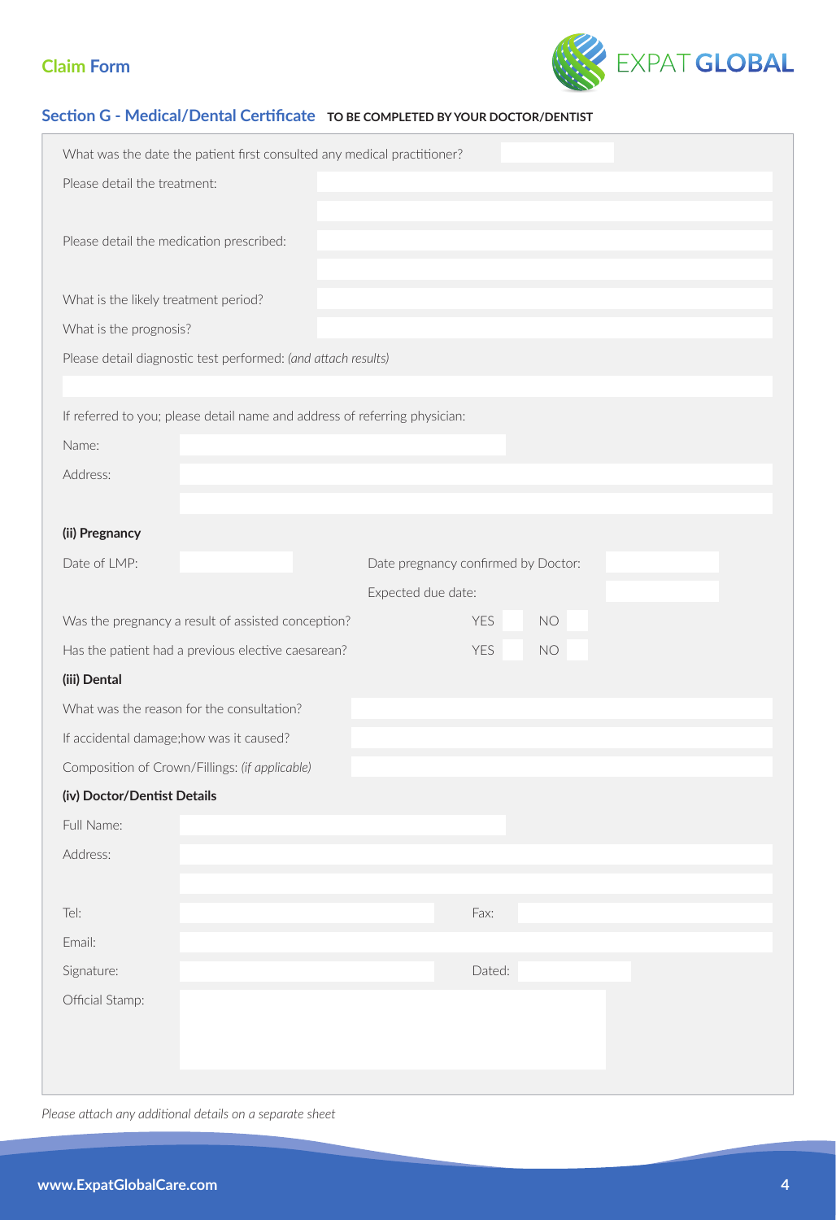Claim Form

## Section G - Medical/Dental Certificate **TO BE COMPLETED BY YOUR DOCTOR/DENTIST**

What was the date the patient first consulted any medical practitioner?

Please detail the treatment:

Please detail the medication prescribed:

What is the likely treatment period?

What is the prognosis?

Please detail diagnostic test performed: *(and attach results)*

If referred to you; please detail name and address of referring physician:

Name:

Address:

**(ii) Pregnancy**

Date of LMP:

Date pregnancy confirmed by Doctor:

Expected due date:

Was the pregnancy a result of assisted conception? YES NO

Has the patient had a previous elective caesarean? YES NO

**(iii) Dental**

What was the reason for the consultation?

If accidental damage;how was it caused?

Composition of Crown/Fillings: *(if applicable)*

**(iv) Doctor/Dentist Details**

Full Name:

Address:

Tel:

Fax:

Email:

Signature:

Dated:

Official Stamp:

*Please attach any additional details on a separate sheet*

www.ExpatGlobalCare.com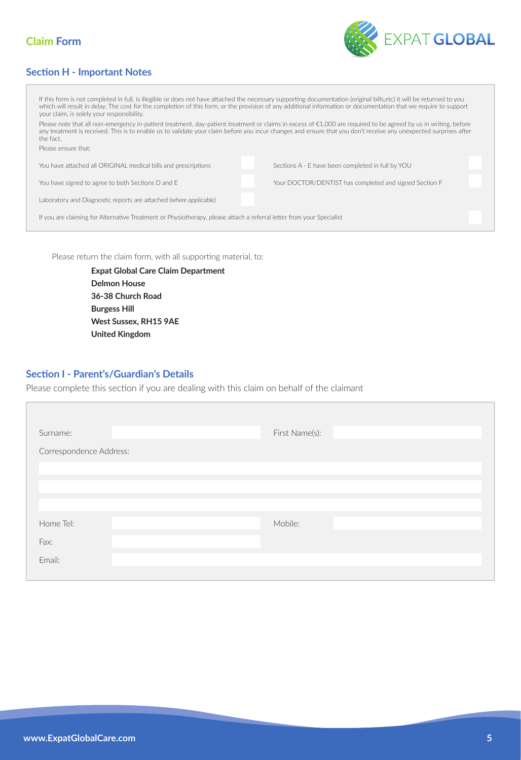## Section H - Important Notes

If this form is not completed in full, is illegible or does not have attached the necessary supporting documentation (original bills,etc) it will be returned to you which will result in delay. The cost for the completion of this form, or the provision of any additional information or documentation that we require to support your claim, is solely your responsibility.

Please note that all non-emergency in-patient treatment, day-patient treatment or claims in excess of €1,000 are required to be agreed by us in writing, before any treatment is received. This is to enable us to validate your claim before you incur changes and ensure that you don't receive any unexpected surprises after the fact.

Please ensure that:

| | | | |
|---|---|---|---|
| You have attached all ORIGINAL medical bills and prescriptions | ☐ | Sections A - E have been completed in full by YOU | ☐ |
| You have signed to agree to both Sections D and E | ☐ | Your DOCTOR/DENTIST has completed and signed Section F | ☐ |
| Laboratory and Diagnostic reports are attached *(where applicable)* | ☐ | | |

If you are claiming for Alternative Treatment or Physiotherapy, please attach a referral letter from your Specialist ☐

Please return the claim form, with all supporting material, to:

**Expat Global Care Claim Department**
**Delmon House**
**36-38 Church Road**
**Burgess Hill**
**West Sussex, RH15 9AE**
**United Kingdom**

## Section I - Parent's/Guardian's Details

Please complete this section if you are dealing with this claim on behalf of the claimant

| | | | |
|---|---|---|---|
| Surname: | | First Name(s): | |
| Correspondence Address: | | | |
| | | | |
| | | | |
| | | | |
| Home Tel: | | Mobile: | |
| Fax: | | | |
| Email: | | | |